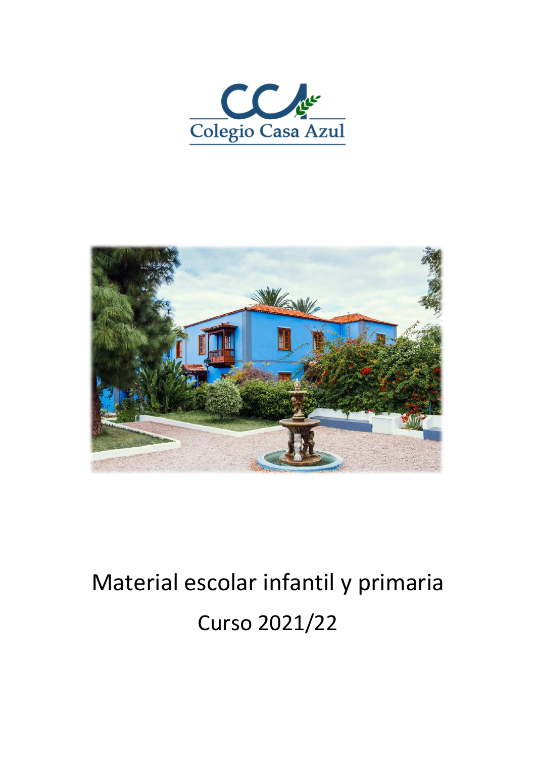Colegio Casa Azul

# Material escolar infantil y primaria

## Curso 2021/22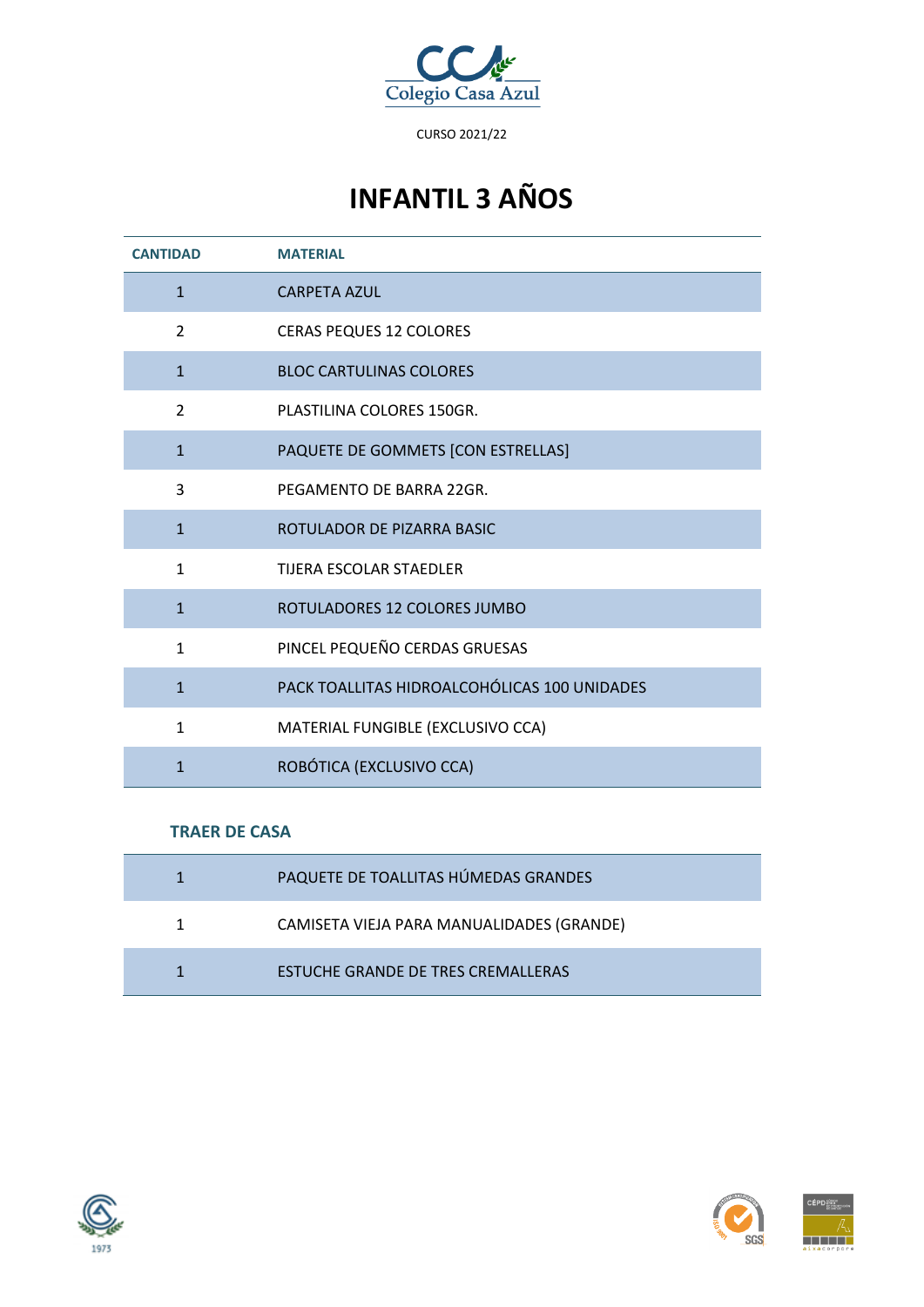Colegio Casa Azul

CURSO 2021/22

# INFANTIL 3 AÑOS

| CANTIDAD | MATERIAL |
|---|---|
| 1 | CARPETA AZUL |
| 2 | CERAS PEQUES 12 COLORES |
| 1 | BLOC CARTULINAS COLORES |
| 2 | PLASTILINA COLORES 150GR. |
| 1 | PAQUETE DE GOMMETS [CON ESTRELLAS] |
| 3 | PEGAMENTO DE BARRA 22GR. |
| 1 | ROTULADOR DE PIZARRA BASIC |
| 1 | TIJERA ESCOLAR STAEDLER |
| 1 | ROTULADORES 12 COLORES JUMBO |
| 1 | PINCEL PEQUEÑO CERDAS GRUESAS |
| 1 | PACK TOALLITAS HIDROALCOHÓLICAS 100 UNIDADES |
| 1 | MATERIAL FUNGIBLE (EXCLUSIVO CCA) |
| 1 | ROBÓTICA (EXCLUSIVO CCA) |

## TRAER DE CASA

| CANTIDAD | MATERIAL |
|---|---|
| 1 | PAQUETE DE TOALLITAS HÚMEDAS GRANDES |
| 1 | CAMISETA VIEJA PARA MANUALIDADES (GRANDE) |
| 1 | ESTUCHE GRANDE DE TRES CREMALLERAS |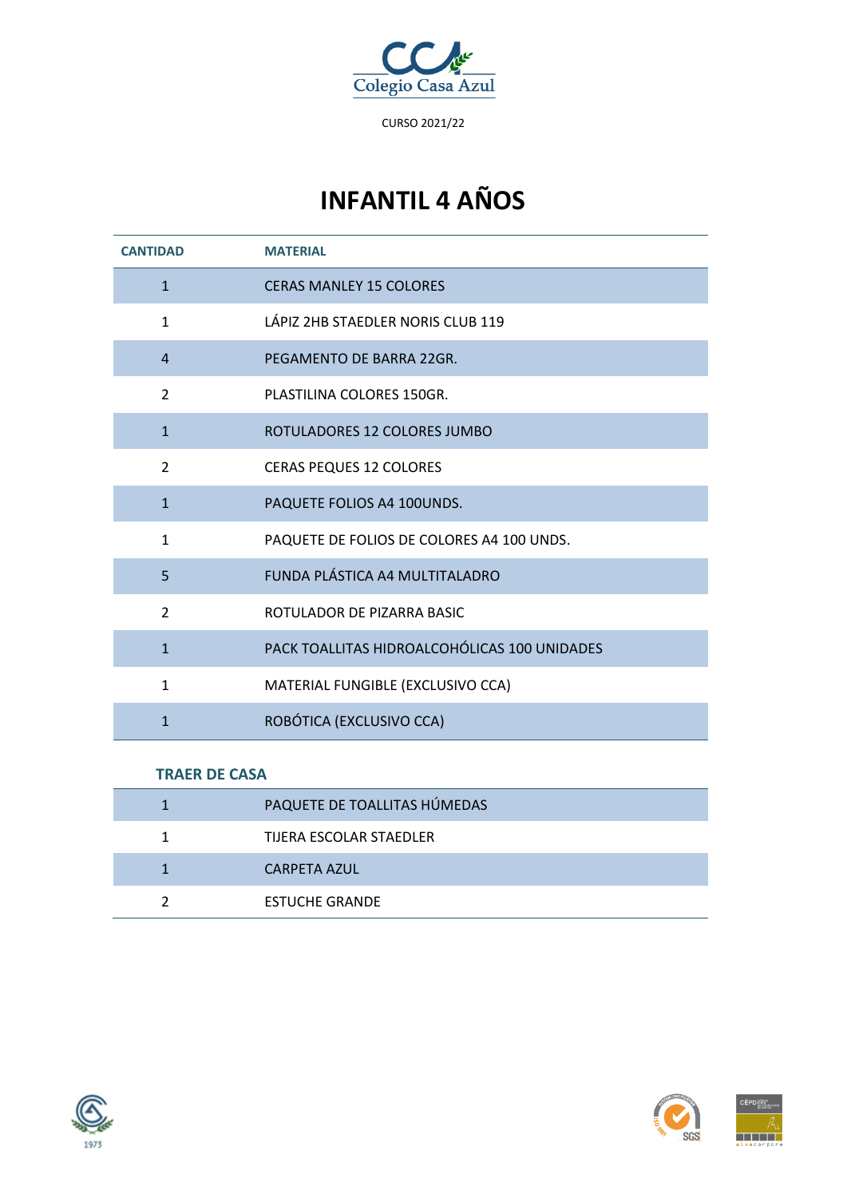Colegio Casa Azul

CURSO 2021/22

# INFANTIL 4 AÑOS

| CANTIDAD | MATERIAL |
|---|---|
| 1 | CERAS MANLEY 15 COLORES |
| 1 | LÁPIZ 2HB STAEDLER NORIS CLUB 119 |
| 4 | PEGAMENTO DE BARRA 22GR. |
| 2 | PLASTILINA COLORES 150GR. |
| 1 | ROTULADORES 12 COLORES JUMBO |
| 2 | CERAS PEQUES 12 COLORES |
| 1 | PAQUETE FOLIOS A4 100UNDS. |
| 1 | PAQUETE DE FOLIOS DE COLORES A4 100 UNDS. |
| 5 | FUNDA PLÁSTICA A4 MULTITALADRO |
| 2 | ROTULADOR DE PIZARRA BASIC |
| 1 | PACK TOALLITAS HIDROALCOHÓLICAS 100 UNIDADES |
| 1 | MATERIAL FUNGIBLE (EXCLUSIVO CCA) |
| 1 | ROBÓTICA (EXCLUSIVO CCA) |

**TRAER DE CASA**

| CANTIDAD | MATERIAL |
|---|---|
| 1 | PAQUETE DE TOALLITAS HÚMEDAS |
| 1 | TIJERA ESCOLAR STAEDLER |
| 1 | CARPETA AZUL |
| 2 | ESTUCHE GRANDE |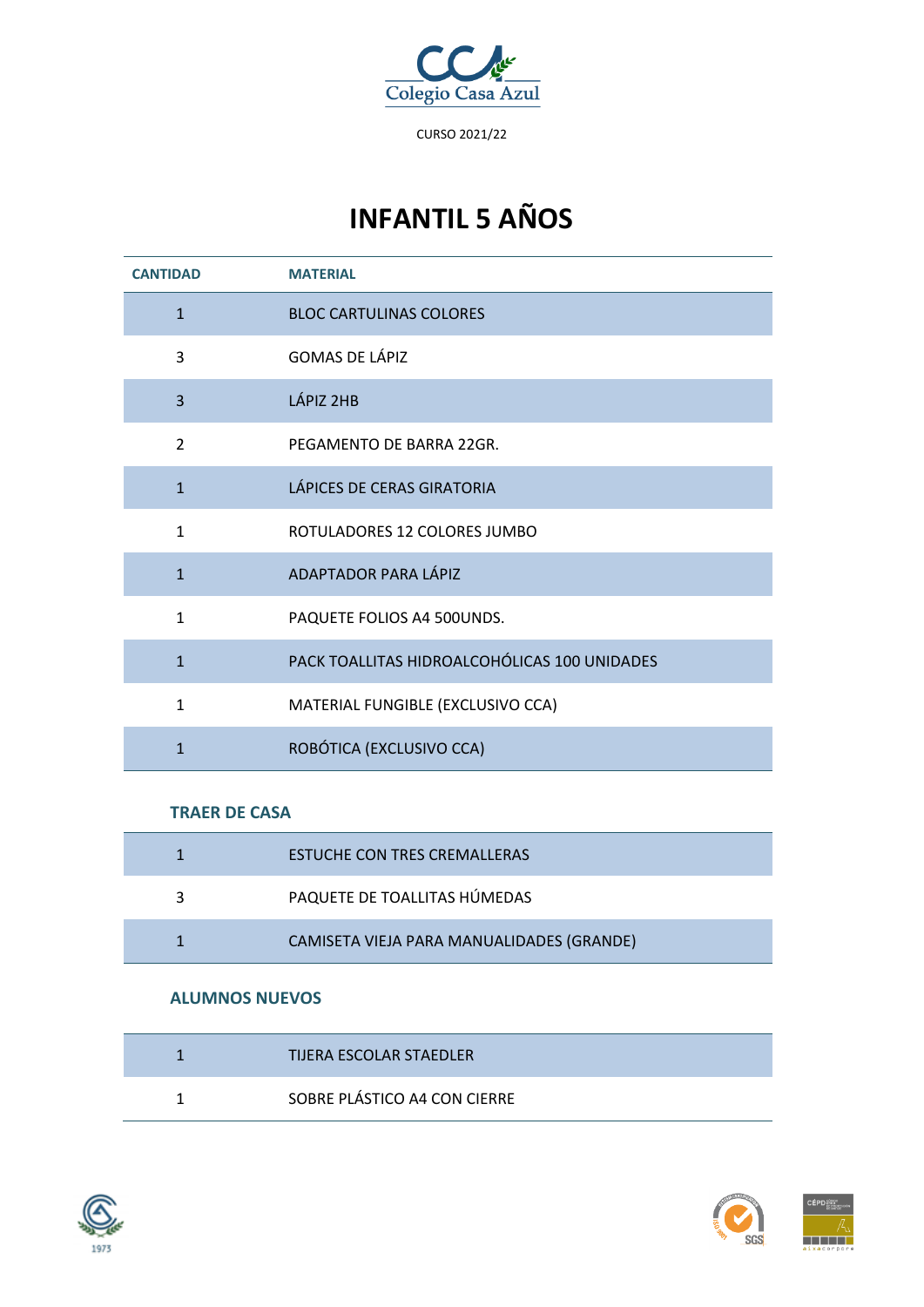Colegio Casa Azul

CURSO 2021/22

# INFANTIL 5 AÑOS

| CANTIDAD | MATERIAL |
|---|---|
| 1 | BLOC CARTULINAS COLORES |
| 3 | GOMAS DE LÁPIZ |
| 3 | LÁPIZ 2HB |
| 2 | PEGAMENTO DE BARRA 22GR. |
| 1 | LÁPICES DE CERAS GIRATORIA |
| 1 | ROTULADORES 12 COLORES JUMBO |
| 1 | ADAPTADOR PARA LÁPIZ |
| 1 | PAQUETE FOLIOS A4 500UNDS. |
| 1 | PACK TOALLITAS HIDROALCOHÓLICAS 100 UNIDADES |
| 1 | MATERIAL FUNGIBLE (EXCLUSIVO CCA) |
| 1 | ROBÓTICA (EXCLUSIVO CCA) |

## TRAER DE CASA

| CANTIDAD | MATERIAL |
|---|---|
| 1 | ESTUCHE CON TRES CREMALLERAS |
| 3 | PAQUETE DE TOALLITAS HÚMEDAS |
| 1 | CAMISETA VIEJA PARA MANUALIDADES (GRANDE) |

## ALUMNOS NUEVOS

| CANTIDAD | MATERIAL |
|---|---|
| 1 | TIJERA ESCOLAR STAEDLER |
| 1 | SOBRE PLÁSTICO A4 CON CIERRE |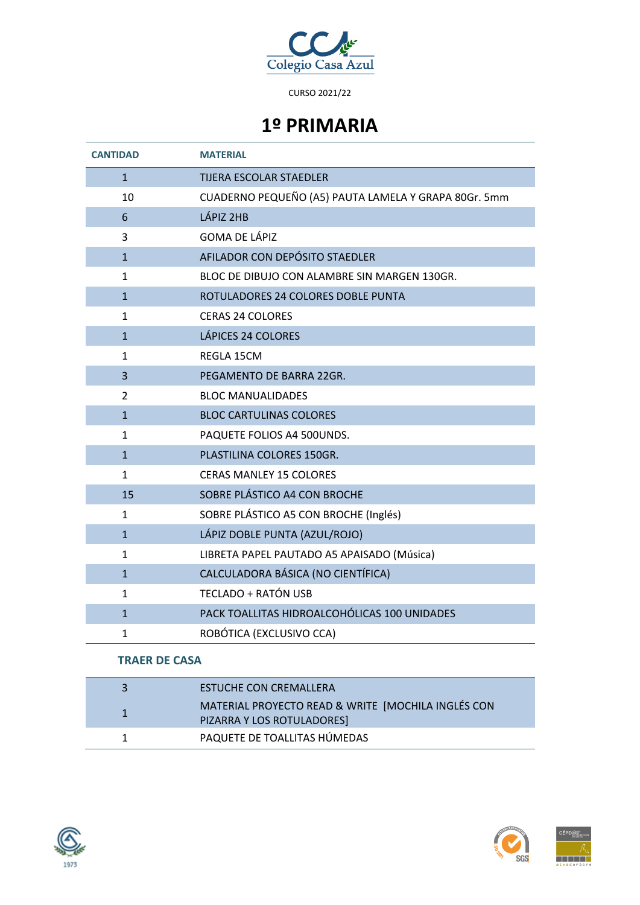Colegio Casa Azul

CURSO 2021/22

# 1º PRIMARIA

| CANTIDAD | MATERIAL |
|---|---|
| 1 | TIJERA ESCOLAR STAEDLER |
| 10 | CUADERNO PEQUEÑO (A5) PAUTA LAMELA Y GRAPA 80Gr. 5mm |
| 6 | LÁPIZ 2HB |
| 3 | GOMA DE LÁPIZ |
| 1 | AFILADOR CON DEPÓSITO STAEDLER |
| 1 | BLOC DE DIBUJO CON ALAMBRE SIN MARGEN 130GR. |
| 1 | ROTULADORES 24 COLORES DOBLE PUNTA |
| 1 | CERAS 24 COLORES |
| 1 | LÁPICES 24 COLORES |
| 1 | REGLA 15CM |
| 3 | PEGAMENTO DE BARRA 22GR. |
| 2 | BLOC MANUALIDADES |
| 1 | BLOC CARTULINAS COLORES |
| 1 | PAQUETE FOLIOS A4 500UNDS. |
| 1 | PLASTILINA COLORES 150GR. |
| 1 | CERAS MANLEY 15 COLORES |
| 15 | SOBRE PLÁSTICO A4 CON BROCHE |
| 1 | SOBRE PLÁSTICO A5 CON BROCHE (Inglés) |
| 1 | LÁPIZ DOBLE PUNTA (AZUL/ROJO) |
| 1 | LIBRETA PAPEL PAUTADO A5 APAISADO (Música) |
| 1 | CALCULADORA BÁSICA (NO CIENTÍFICA) |
| 1 | TECLADO + RATÓN USB |
| 1 | PACK TOALLITAS HIDROALCOHÓLICAS 100 UNIDADES |
| 1 | ROBÓTICA (EXCLUSIVO CCA) |

**TRAER DE CASA**

| CANTIDAD | MATERIAL |
|---|---|
| 3 | ESTUCHE CON CREMALLERA |
| 1 | MATERIAL PROYECTO READ & WRITE [MOCHILA INGLÉS CON PIZARRA Y LOS ROTULADORES] |
| 1 | PAQUETE DE TOALLITAS HÚMEDAS |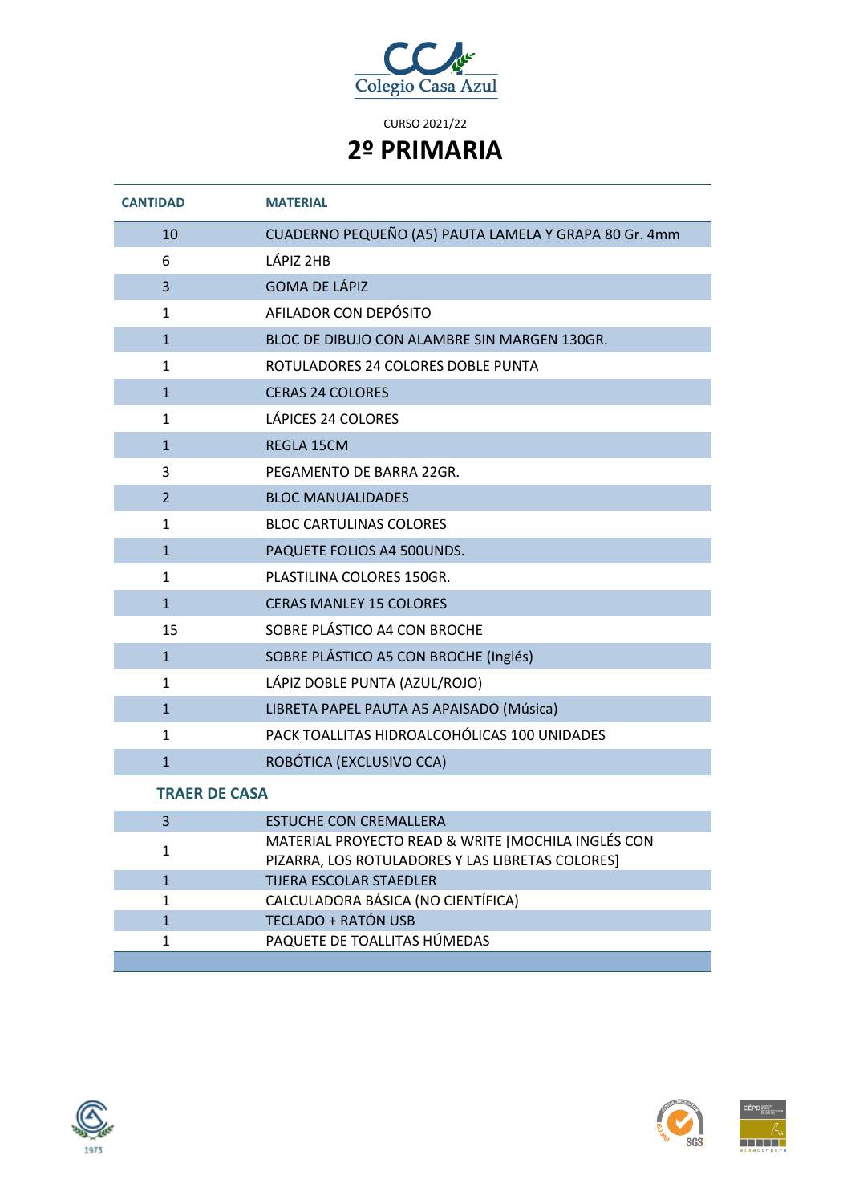Colegio Casa Azul

CURSO 2021/22

# 2º PRIMARIA

| CANTIDAD | MATERIAL |
|---|---|
| 10 | CUADERNO PEQUEÑO (A5) PAUTA LAMELA Y GRAPA 80 Gr. 4mm |
| 6 | LÁPIZ 2HB |
| 3 | GOMA DE LÁPIZ |
| 1 | AFILADOR CON DEPÓSITO |
| 1 | BLOC DE DIBUJO CON ALAMBRE SIN MARGEN 130GR. |
| 1 | ROTULADORES 24 COLORES DOBLE PUNTA |
| 1 | CERAS 24 COLORES |
| 1 | LÁPICES 24 COLORES |
| 1 | REGLA 15CM |
| 3 | PEGAMENTO DE BARRA 22GR. |
| 2 | BLOC MANUALIDADES |
| 1 | BLOC CARTULINAS COLORES |
| 1 | PAQUETE FOLIOS A4 500UNDS. |
| 1 | PLASTILINA COLORES 150GR. |
| 1 | CERAS MANLEY 15 COLORES |
| 15 | SOBRE PLÁSTICO A4 CON BROCHE |
| 1 | SOBRE PLÁSTICO A5 CON BROCHE (Inglés) |
| 1 | LÁPIZ DOBLE PUNTA (AZUL/ROJO) |
| 1 | LIBRETA PAPEL PAUTA A5 APAISADO (Música) |
| 1 | PACK TOALLITAS HIDROALCOHÓLICAS 100 UNIDADES |
| 1 | ROBÓTICA (EXCLUSIVO CCA) |

**TRAER DE CASA**

| CANTIDAD | MATERIAL |
|---|---|
| 3 | ESTUCHE CON CREMALLERA |
| 1 | MATERIAL PROYECTO READ & WRITE [MOCHILA INGLÉS CON PIZARRA, LOS ROTULADORES Y LAS LIBRETAS COLORES] |
| 1 | TIJERA ESCOLAR STAEDLER |
| 1 | CALCULADORA BÁSICA (NO CIENTÍFICA) |
| 1 | TECLADO + RATÓN USB |
| 1 | PAQUETE DE TOALLITAS HÚMEDAS |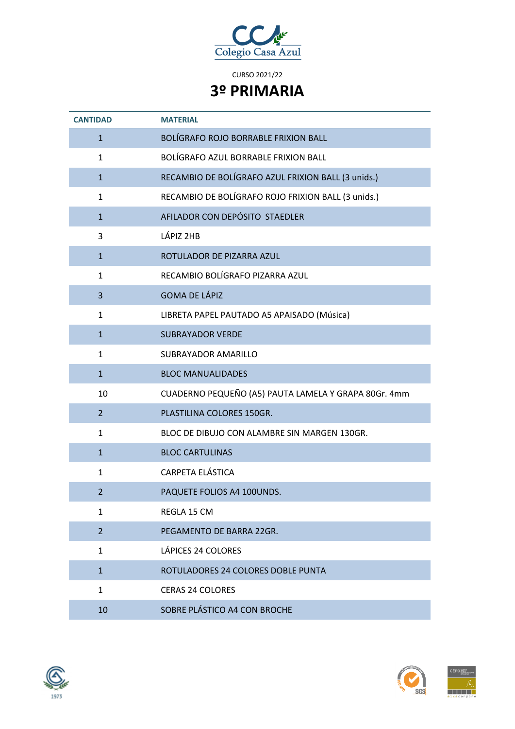Colegio Casa Azul

CURSO 2021/22

# 3º PRIMARIA

| CANTIDAD | MATERIAL |
|---|---|
| 1 | BOLÍGRAFO ROJO BORRABLE FRIXION BALL |
| 1 | BOLÍGRAFO AZUL BORRABLE FRIXION BALL |
| 1 | RECAMBIO DE BOLÍGRAFO AZUL FRIXION BALL (3 unids.) |
| 1 | RECAMBIO DE BOLÍGRAFO ROJO FRIXION BALL (3 unids.) |
| 1 | AFILADOR CON DEPÓSITO STAEDLER |
| 3 | LÁPIZ 2HB |
| 1 | ROTULADOR DE PIZARRA AZUL |
| 1 | RECAMBIO BOLÍGRAFO PIZARRA AZUL |
| 3 | GOMA DE LÁPIZ |
| 1 | LIBRETA PAPEL PAUTADO A5 APAISADO (Música) |
| 1 | SUBRAYADOR VERDE |
| 1 | SUBRAYADOR AMARILLO |
| 1 | BLOC MANUALIDADES |
| 10 | CUADERNO PEQUEÑO (A5) PAUTA LAMELA Y GRAPA 80Gr. 4mm |
| 2 | PLASTILINA COLORES 150GR. |
| 1 | BLOC DE DIBUJO CON ALAMBRE SIN MARGEN 130GR. |
| 1 | BLOC CARTULINAS |
| 1 | CARPETA ELÁSTICA |
| 2 | PAQUETE FOLIOS A4 100UNDS. |
| 1 | REGLA 15 CM |
| 2 | PEGAMENTO DE BARRA 22GR. |
| 1 | LÁPICES 24 COLORES |
| 1 | ROTULADORES 24 COLORES DOBLE PUNTA |
| 1 | CERAS 24 COLORES |
| 10 | SOBRE PLÁSTICO A4 CON BROCHE |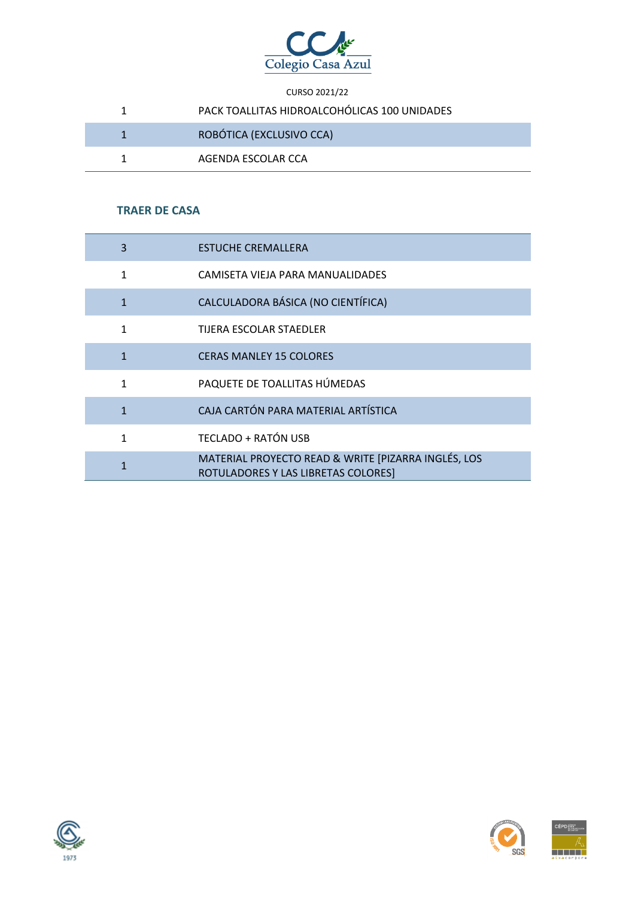CURSO 2021/22

| | |
|---|---|
| 1 | PACK TOALLITAS HIDROALCOHÓLICAS 100 UNIDADES |
| 1 | ROBÓTICA (EXCLUSIVO CCA) |
| 1 | AGENDA ESCOLAR CCA |

### TRAER DE CASA

| | |
|---|---|
| 3 | ESTUCHE CREMALLERA |
| 1 | CAMISETA VIEJA PARA MANUALIDADES |
| 1 | CALCULADORA BÁSICA (NO CIENTÍFICA) |
| 1 | TIJERA ESCOLAR STAEDLER |
| 1 | CERAS MANLEY 15 COLORES |
| 1 | PAQUETE DE TOALLITAS HÚMEDAS |
| 1 | CAJA CARTÓN PARA MATERIAL ARTÍSTICA |
| 1 | TECLADO + RATÓN USB |
| 1 | MATERIAL PROYECTO READ & WRITE [PIZARRA INGLÉS, LOS ROTULADORES Y LAS LIBRETAS COLORES] |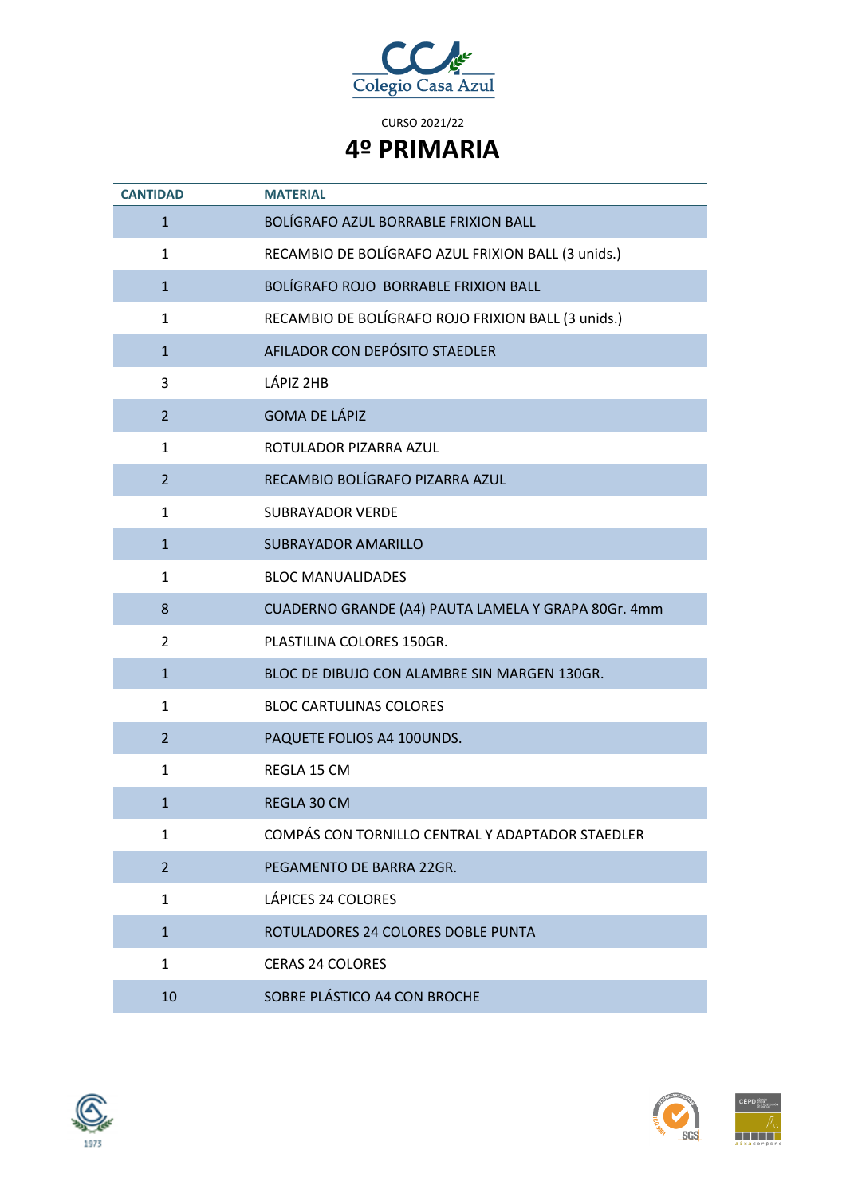Colegio Casa Azul

CURSO 2021/22

# 4º PRIMARIA

| CANTIDAD | MATERIAL |
|---|---|
| 1 | BOLÍGRAFO AZUL BORRABLE FRIXION BALL |
| 1 | RECAMBIO DE BOLÍGRAFO AZUL FRIXION BALL (3 unids.) |
| 1 | BOLÍGRAFO ROJO BORRABLE FRIXION BALL |
| 1 | RECAMBIO DE BOLÍGRAFO ROJO FRIXION BALL (3 unids.) |
| 1 | AFILADOR CON DEPÓSITO STAEDLER |
| 3 | LÁPIZ 2HB |
| 2 | GOMA DE LÁPIZ |
| 1 | ROTULADOR PIZARRA AZUL |
| 2 | RECAMBIO BOLÍGRAFO PIZARRA AZUL |
| 1 | SUBRAYADOR VERDE |
| 1 | SUBRAYADOR AMARILLO |
| 1 | BLOC MANUALIDADES |
| 8 | CUADERNO GRANDE (A4) PAUTA LAMELA Y GRAPA 80Gr. 4mm |
| 2 | PLASTILINA COLORES 150GR. |
| 1 | BLOC DE DIBUJO CON ALAMBRE SIN MARGEN 130GR. |
| 1 | BLOC CARTULINAS COLORES |
| 2 | PAQUETE FOLIOS A4 100UNDS. |
| 1 | REGLA 15 CM |
| 1 | REGLA 30 CM |
| 1 | COMPÁS CON TORNILLO CENTRAL Y ADAPTADOR STAEDLER |
| 2 | PEGAMENTO DE BARRA 22GR. |
| 1 | LÁPICES 24 COLORES |
| 1 | ROTULADORES 24 COLORES DOBLE PUNTA |
| 1 | CERAS 24 COLORES |
| 10 | SOBRE PLÁSTICO A4 CON BROCHE |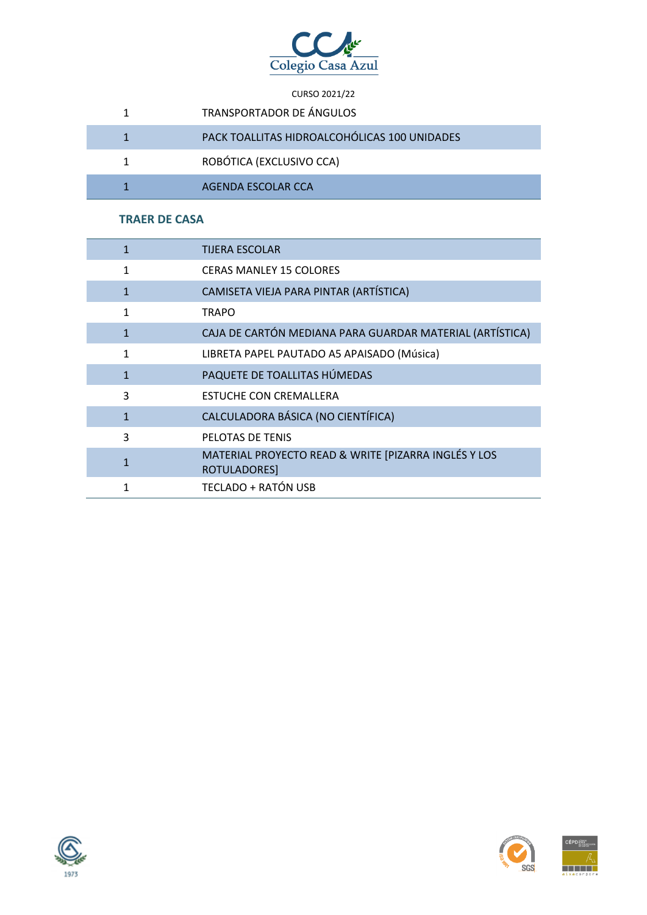Colegio Casa Azul

CURSO 2021/22

| | |
|---|---|
| 1 | TRANSPORTADOR DE ÁNGULOS |
| 1 | PACK TOALLITAS HIDROALCOHÓLICAS 100 UNIDADES |
| 1 | ROBÓTICA (EXCLUSIVO CCA) |
| 1 | AGENDA ESCOLAR CCA |

### TRAER DE CASA

| | |
|---|---|
| 1 | TIJERA ESCOLAR |
| 1 | CERAS MANLEY 15 COLORES |
| 1 | CAMISETA VIEJA PARA PINTAR (ARTÍSTICA) |
| 1 | TRAPO |
| 1 | CAJA DE CARTÓN MEDIANA PARA GUARDAR MATERIAL (ARTÍSTICA) |
| 1 | LIBRETA PAPEL PAUTADO A5 APAISADO (Música) |
| 1 | PAQUETE DE TOALLITAS HÚMEDAS |
| 3 | ESTUCHE CON CREMALLERA |
| 1 | CALCULADORA BÁSICA (NO CIENTÍFICA) |
| 3 | PELOTAS DE TENIS |
| 1 | MATERIAL PROYECTO READ & WRITE [PIZARRA INGLÉS Y LOS ROTULADORES] |
| 1 | TECLADO + RATÓN USB |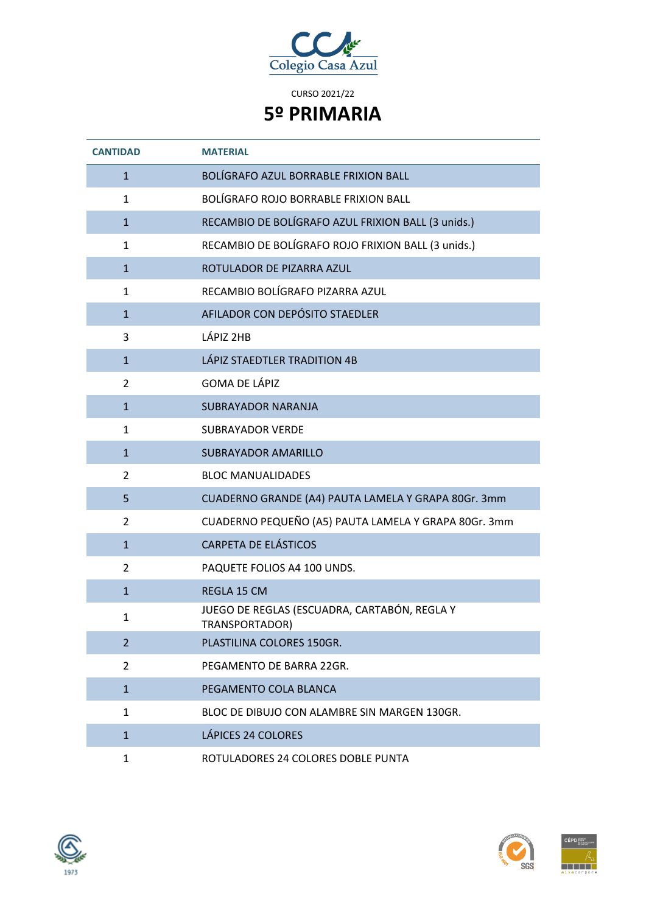Colegio Casa Azul

CURSO 2021/22

# 5º PRIMARIA

| CANTIDAD | MATERIAL |
|---|---|
| 1 | BOLÍGRAFO AZUL BORRABLE FRIXION BALL |
| 1 | BOLÍGRAFO ROJO BORRABLE FRIXION BALL |
| 1 | RECAMBIO DE BOLÍGRAFO AZUL FRIXION BALL (3 unids.) |
| 1 | RECAMBIO DE BOLÍGRAFO ROJO FRIXION BALL (3 unids.) |
| 1 | ROTULADOR DE PIZARRA AZUL |
| 1 | RECAMBIO BOLÍGRAFO PIZARRA AZUL |
| 1 | AFILADOR CON DEPÓSITO STAEDLER |
| 3 | LÁPIZ 2HB |
| 1 | LÁPIZ STAEDTLER TRADITION 4B |
| 2 | GOMA DE LÁPIZ |
| 1 | SUBRAYADOR NARANJA |
| 1 | SUBRAYADOR VERDE |
| 1 | SUBRAYADOR AMARILLO |
| 2 | BLOC MANUALIDADES |
| 5 | CUADERNO GRANDE (A4) PAUTA LAMELA Y GRAPA 80Gr. 3mm |
| 2 | CUADERNO PEQUEÑO (A5) PAUTA LAMELA Y GRAPA 80Gr. 3mm |
| 1 | CARPETA DE ELÁSTICOS |
| 2 | PAQUETE FOLIOS A4 100 UNDS. |
| 1 | REGLA 15 CM |
| 1 | JUEGO DE REGLAS (ESCUADRA, CARTABÓN, REGLA Y TRANSPORTADOR) |
| 2 | PLASTILINA COLORES 150GR. |
| 2 | PEGAMENTO DE BARRA 22GR. |
| 1 | PEGAMENTO COLA BLANCA |
| 1 | BLOC DE DIBUJO CON ALAMBRE SIN MARGEN 130GR. |
| 1 | LÁPICES 24 COLORES |
| 1 | ROTULADORES 24 COLORES DOBLE PUNTA |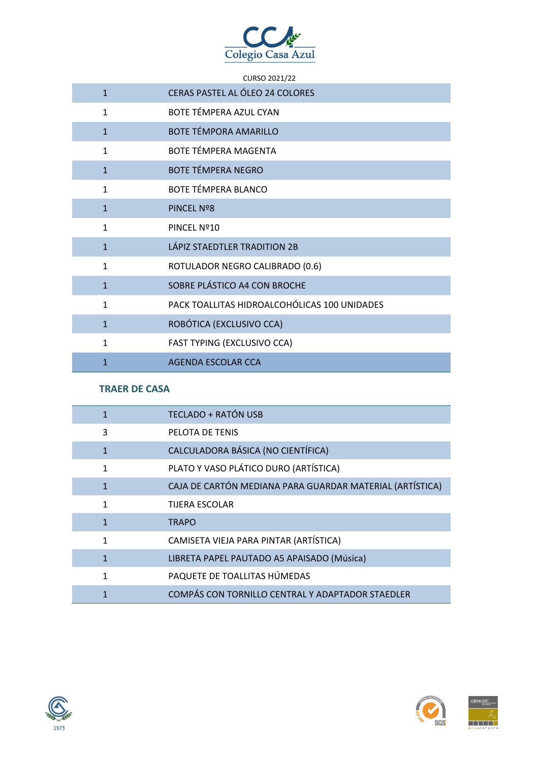Colegio Casa Azul

CURSO 2021/22

| | |
|---|---|
| 1 | CERAS PASTEL AL ÓLEO 24 COLORES |
| 1 | BOTE TÉMPERA AZUL CYAN |
| 1 | BOTE TÉMPORA AMARILLO |
| 1 | BOTE TÉMPERA MAGENTA |
| 1 | BOTE TÉMPERA NEGRO |
| 1 | BOTE TÉMPERA BLANCO |
| 1 | PINCEL Nº8 |
| 1 | PINCEL Nº10 |
| 1 | LÁPIZ STAEDTLER TRADITION 2B |
| 1 | ROTULADOR NEGRO CALIBRADO (0.6) |
| 1 | SOBRE PLÁSTICO A4 CON BROCHE |
| 1 | PACK TOALLITAS HIDROALCOHÓLICAS 100 UNIDADES |
| 1 | ROBÓTICA (EXCLUSIVO CCA) |
| 1 | FAST TYPING (EXCLUSIVO CCA) |
| 1 | AGENDA ESCOLAR CCA |

## TRAER DE CASA

| | |
|---|---|
| 1 | TECLADO + RATÓN USB |
| 3 | PELOTA DE TENIS |
| 1 | CALCULADORA BÁSICA (NO CIENTÍFICA) |
| 1 | PLATO Y VASO PLÁTICO DURO (ARTÍSTICA) |
| 1 | CAJA DE CARTÓN MEDIANA PARA GUARDAR MATERIAL (ARTÍSTICA) |
| 1 | TIJERA ESCOLAR |
| 1 | TRAPO |
| 1 | CAMISETA VIEJA PARA PINTAR (ARTÍSTICA) |
| 1 | LIBRETA PAPEL PAUTADO A5 APAISADO (Música) |
| 1 | PAQUETE DE TOALLITAS HÚMEDAS |
| 1 | COMPÁS CON TORNILLO CENTRAL Y ADAPTADOR STAEDLER |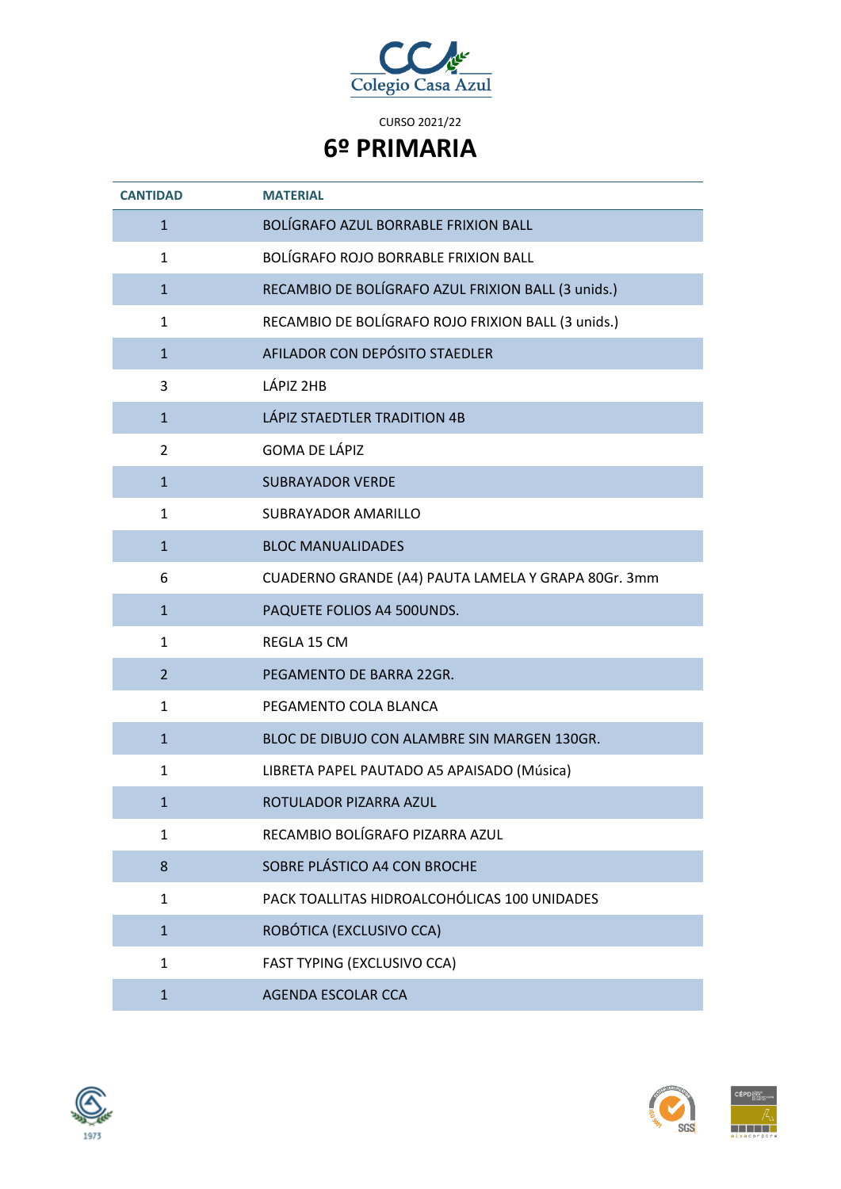Colegio Casa Azul

CURSO 2021/22

# 6º PRIMARIA

| CANTIDAD | MATERIAL |
|---|---|
| 1 | BOLÍGRAFO AZUL BORRABLE FRIXION BALL |
| 1 | BOLÍGRAFO ROJO BORRABLE FRIXION BALL |
| 1 | RECAMBIO DE BOLÍGRAFO AZUL FRIXION BALL (3 unids.) |
| 1 | RECAMBIO DE BOLÍGRAFO ROJO FRIXION BALL (3 unids.) |
| 1 | AFILADOR CON DEPÓSITO STAEDLER |
| 3 | LÁPIZ 2HB |
| 1 | LÁPIZ STAEDTLER TRADITION 4B |
| 2 | GOMA DE LÁPIZ |
| 1 | SUBRAYADOR VERDE |
| 1 | SUBRAYADOR AMARILLO |
| 1 | BLOC MANUALIDADES |
| 6 | CUADERNO GRANDE (A4) PAUTA LAMELA Y GRAPA 80Gr. 3mm |
| 1 | PAQUETE FOLIOS A4 500UNDS. |
| 1 | REGLA 15 CM |
| 2 | PEGAMENTO DE BARRA 22GR. |
| 1 | PEGAMENTO COLA BLANCA |
| 1 | BLOC DE DIBUJO CON ALAMBRE SIN MARGEN 130GR. |
| 1 | LIBRETA PAPEL PAUTADO A5 APAISADO (Música) |
| 1 | ROTULADOR PIZARRA AZUL |
| 1 | RECAMBIO BOLÍGRAFO PIZARRA AZUL |
| 8 | SOBRE PLÁSTICO A4 CON BROCHE |
| 1 | PACK TOALLITAS HIDROALCOHÓLICAS 100 UNIDADES |
| 1 | ROBÓTICA (EXCLUSIVO CCA) |
| 1 | FAST TYPING (EXCLUSIVO CCA) |
| 1 | AGENDA ESCOLAR CCA |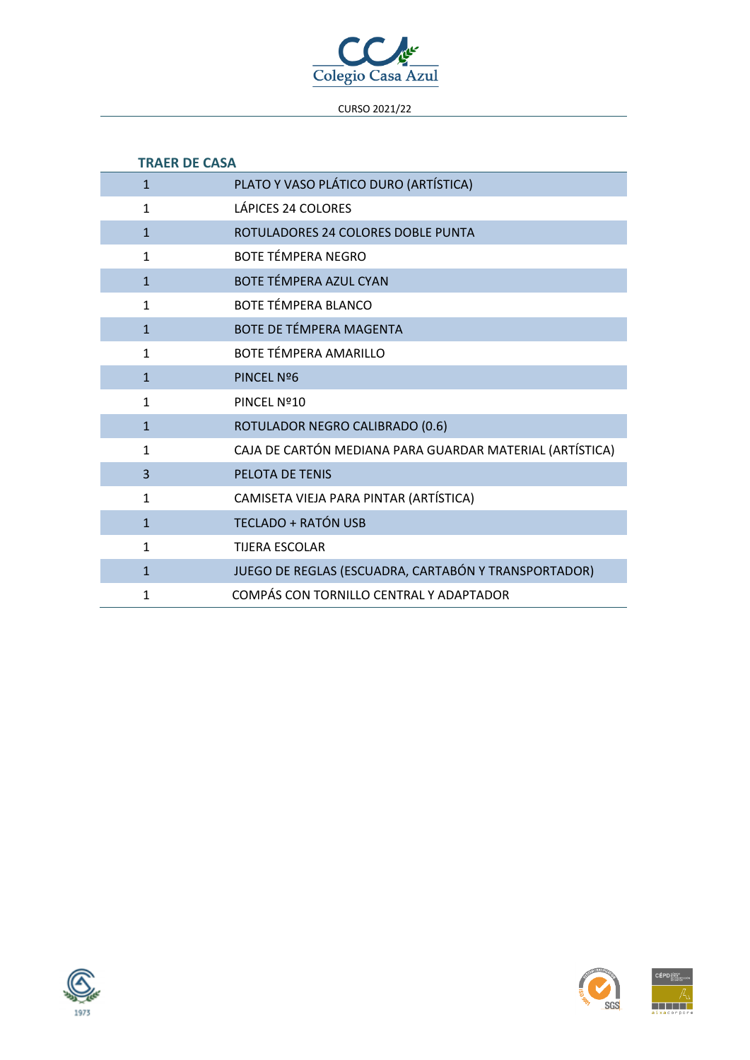Colegio Casa Azul

CURSO 2021/22

**TRAER DE CASA**

| | |
|---|---|
| 1 | PLATO Y VASO PLÁTICO DURO (ARTÍSTICA) |
| 1 | LÁPICES 24 COLORES |
| 1 | ROTULADORES 24 COLORES DOBLE PUNTA |
| 1 | BOTE TÉMPERA NEGRO |
| 1 | BOTE TÉMPERA AZUL CYAN |
| 1 | BOTE TÉMPERA BLANCO |
| 1 | BOTE DE TÉMPERA MAGENTA |
| 1 | BOTE TÉMPERA AMARILLO |
| 1 | PINCEL Nº6 |
| 1 | PINCEL Nº10 |
| 1 | ROTULADOR NEGRO CALIBRADO (0.6) |
| 1 | CAJA DE CARTÓN MEDIANA PARA GUARDAR MATERIAL (ARTÍSTICA) |
| 3 | PELOTA DE TENIS |
| 1 | CAMISETA VIEJA PARA PINTAR (ARTÍSTICA) |
| 1 | TECLADO + RATÓN USB |
| 1 | TIJERA ESCOLAR |
| 1 | JUEGO DE REGLAS (ESCUADRA, CARTABÓN Y TRANSPORTADOR) |
| 1 | COMPÁS CON TORNILLO CENTRAL Y ADAPTADOR |